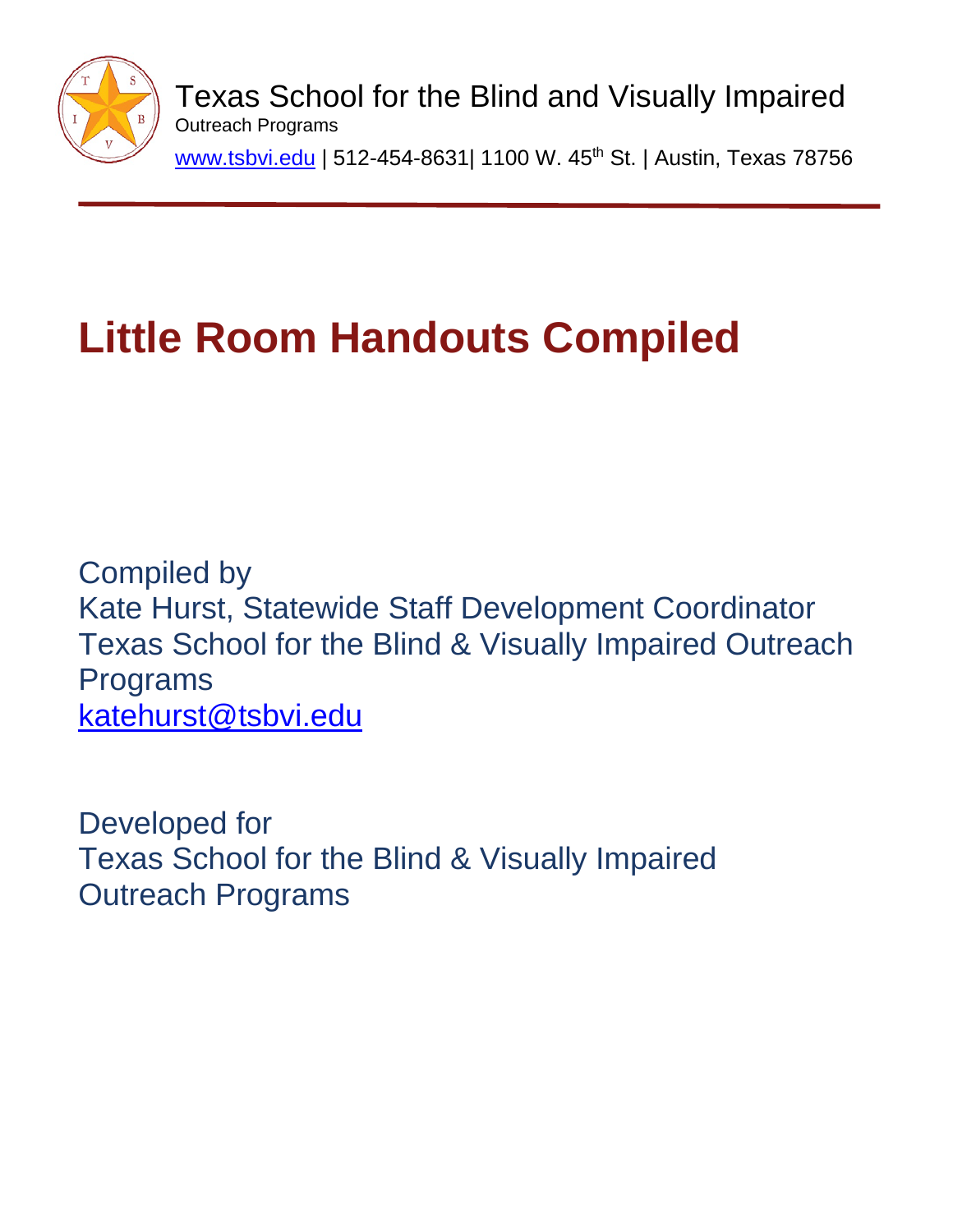Texas School for the Blind and Visually Impaired
Outreach Programs
www.tsbvi.edu | 512-454-8631| 1100 W. 45th St. | Austin, Texas 78756

# Little Room Handouts Compiled

Compiled by
Kate Hurst, Statewide Staff Development Coordinator
Texas School for the Blind & Visually Impaired Outreach Programs
katehurst@tsbvi.edu

Developed for
Texas School for the Blind & Visually Impaired Outreach Programs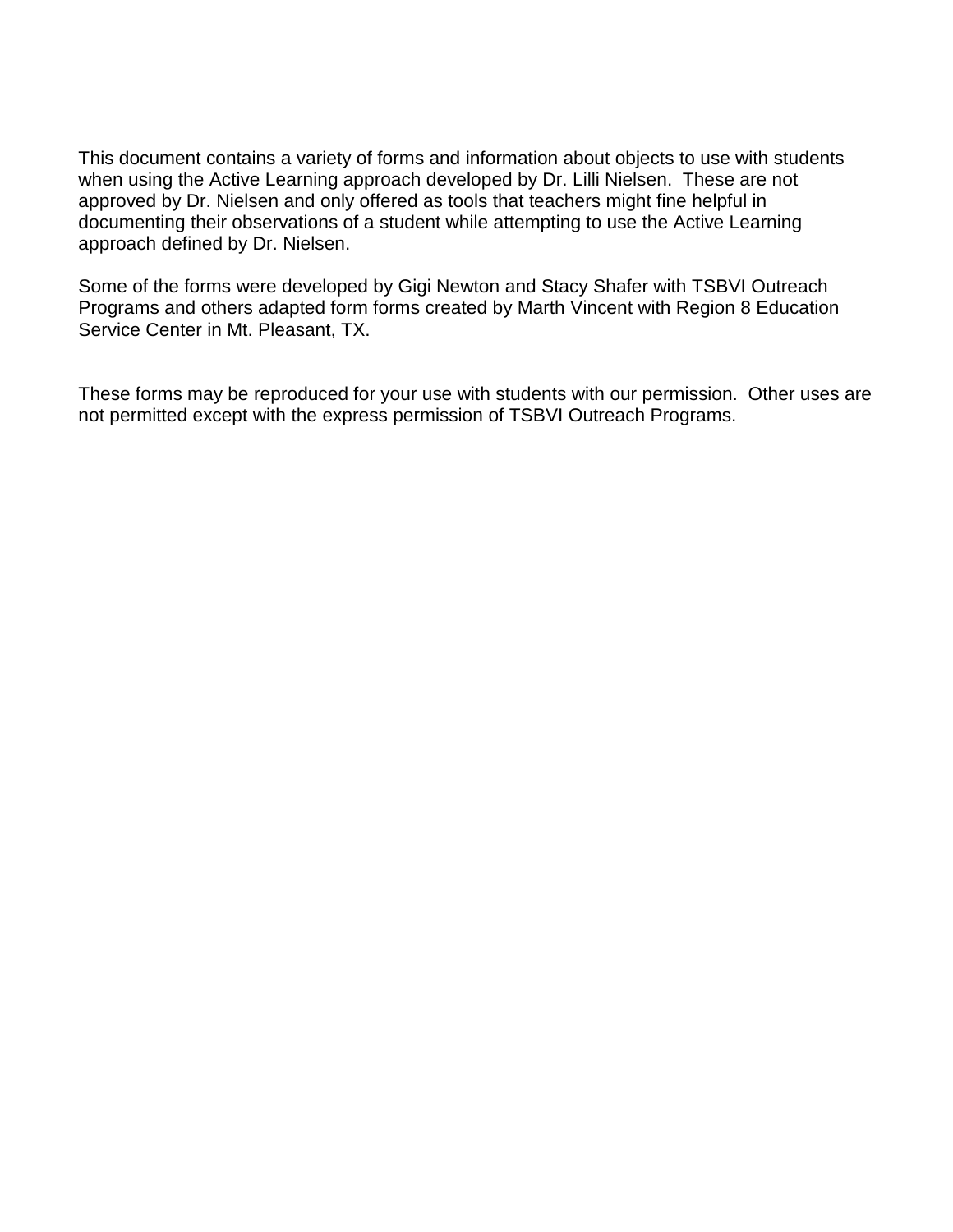This document contains a variety of forms and information about objects to use with students when using the Active Learning approach developed by Dr. Lilli Nielsen. These are not approved by Dr. Nielsen and only offered as tools that teachers might fine helpful in documenting their observations of a student while attempting to use the Active Learning approach defined by Dr. Nielsen.

Some of the forms were developed by Gigi Newton and Stacy Shafer with TSBVI Outreach Programs and others adapted form forms created by Marth Vincent with Region 8 Education Service Center in Mt. Pleasant, TX.

These forms may be reproduced for your use with students with our permission. Other uses are not permitted except with the express permission of TSBVI Outreach Programs.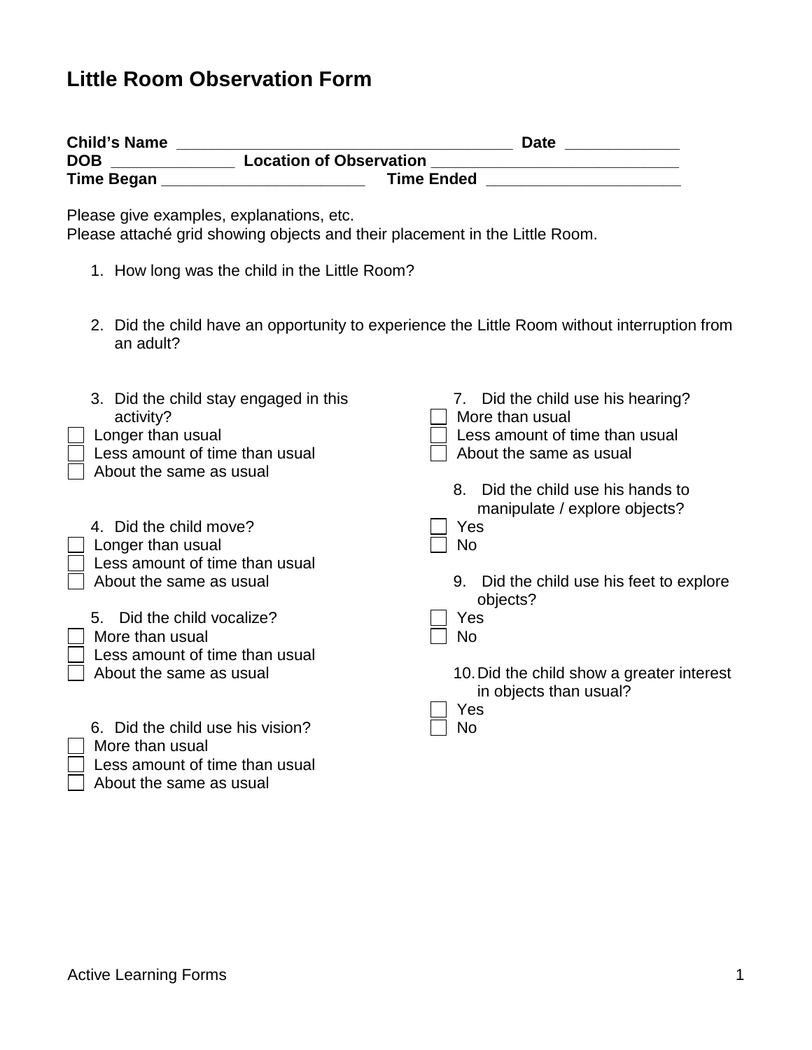# Little Room Observation Form

**Child's Name** _____________________________________ **Date** ____________
**DOB** _____________ **Location of Observation** ___________________________
**Time Began** _______________________ **Time Ended** _____________________

Please give examples, explanations, etc.
Please attaché grid showing objects and their placement in the Little Room.

1. How long was the child in the Little Room?

2. Did the child have an opportunity to experience the Little Room without interruption from an adult?

3. Did the child stay engaged in this activity?
   - ☐ Longer than usual
   - ☐ Less amount of time than usual
   - ☐ About the same as usual

4. Did the child move?
   - ☐ Longer than usual
   - ☐ Less amount of time than usual
   - ☐ About the same as usual

5. Did the child vocalize?
   - ☐ More than usual
   - ☐ Less amount of time than usual
   - ☐ About the same as usual

6. Did the child use his vision?
   - ☐ More than usual
   - ☐ Less amount of time than usual
   - ☐ About the same as usual

7. Did the child use his hearing?
   - ☐ More than usual
   - ☐ Less amount of time than usual
   - ☐ About the same as usual

8. Did the child use his hands to manipulate / explore objects?
   - ☐ Yes
   - ☐ No

9. Did the child use his feet to explore objects?
   - ☐ Yes
   - ☐ No

10. Did the child show a greater interest in objects than usual?
    - ☐ Yes
    - ☐ No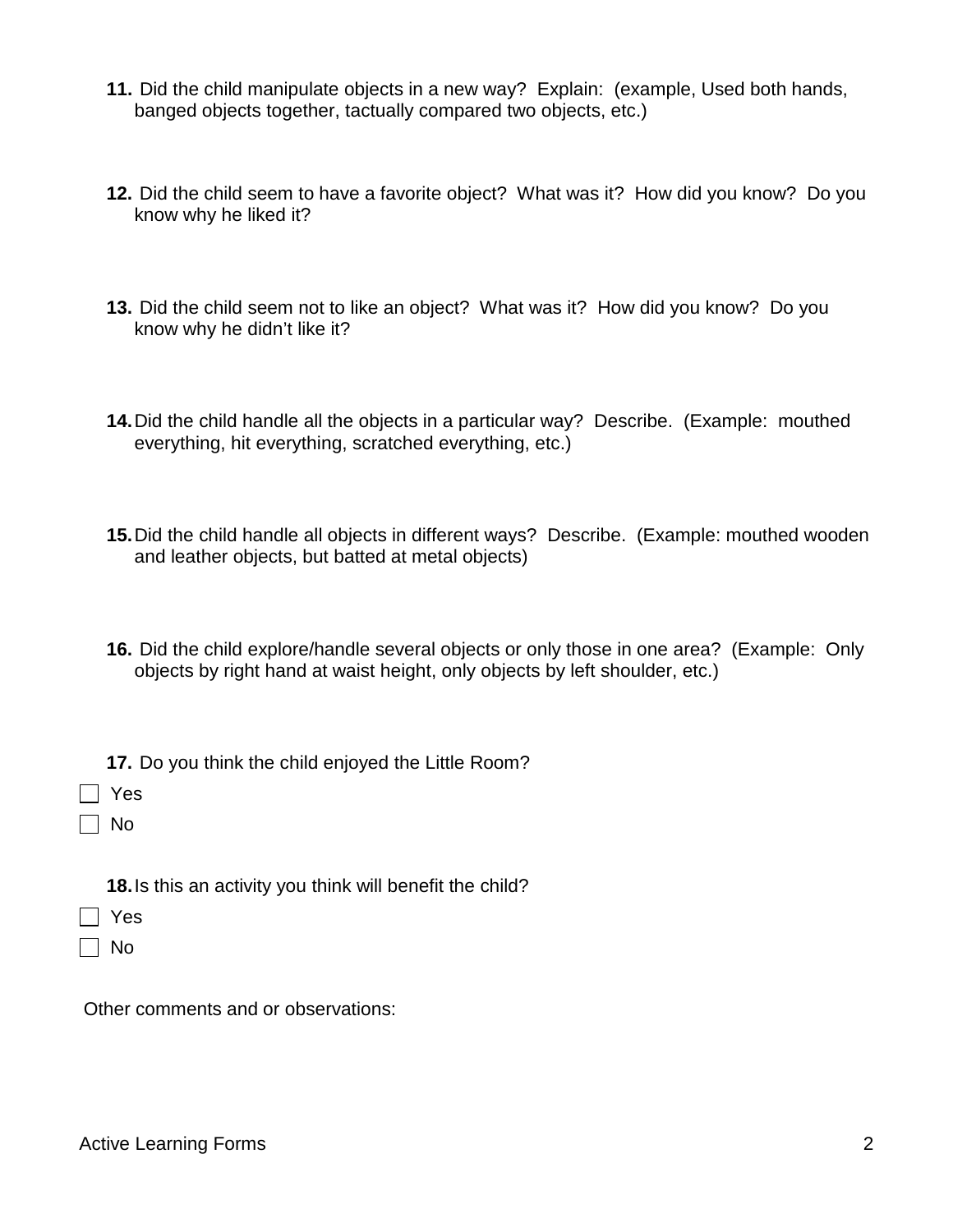**11.** Did the child manipulate objects in a new way? Explain: (example, Used both hands, banged objects together, tactually compared two objects, etc.)

**12.** Did the child seem to have a favorite object? What was it? How did you know? Do you know why he liked it?

**13.** Did the child seem not to like an object? What was it? How did you know? Do you know why he didn't like it?

**14.** Did the child handle all the objects in a particular way? Describe. (Example: mouthed everything, hit everything, scratched everything, etc.)

**15.** Did the child handle all objects in different ways? Describe. (Example: mouthed wooden and leather objects, but batted at metal objects)

**16.** Did the child explore/handle several objects or only those in one area? (Example: Only objects by right hand at waist height, only objects by left shoulder, etc.)

**17.** Do you think the child enjoyed the Little Room?

- [ ] Yes
- [ ] No

**18.** Is this an activity you think will benefit the child?

- [ ] Yes
- [ ] No

Other comments and or observations: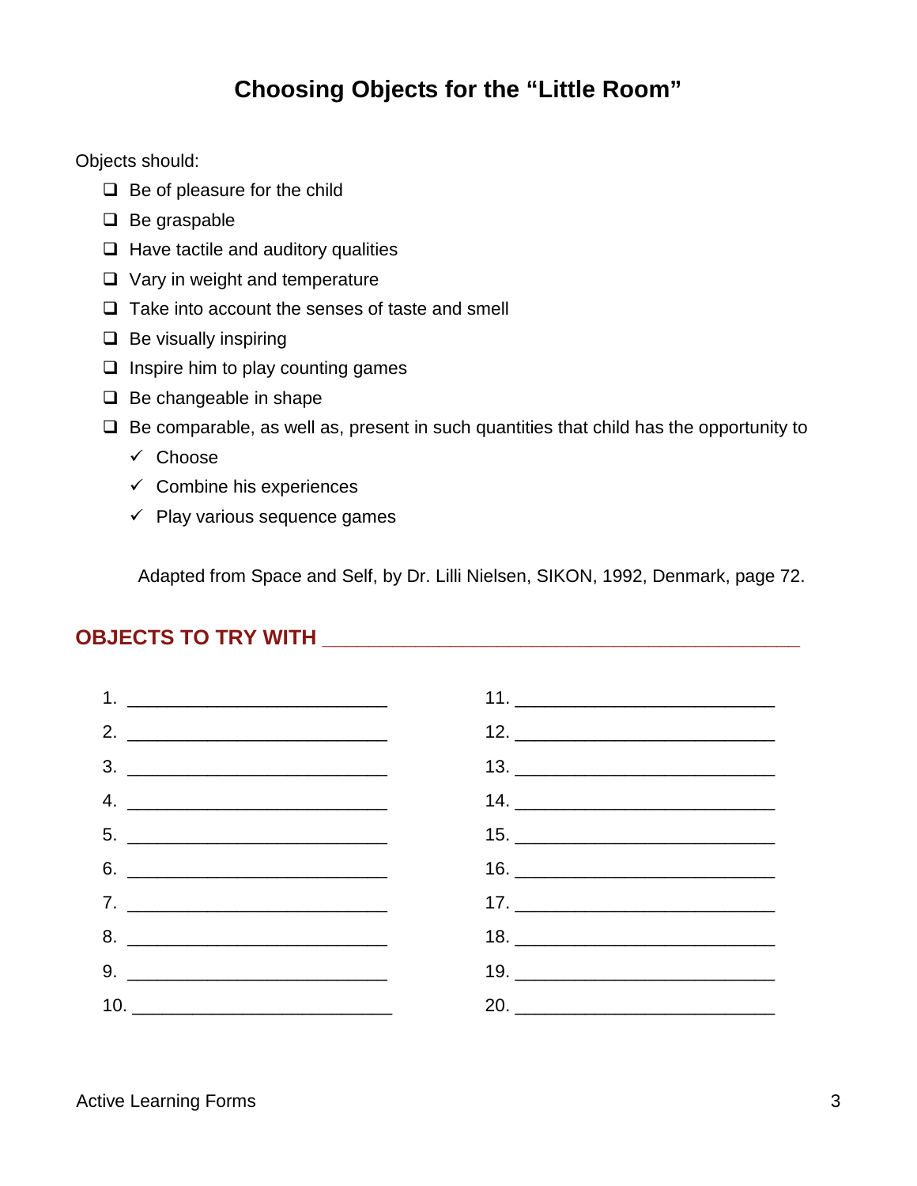# Choosing Objects for the "Little Room"

Objects should:

- ❑ Be of pleasure for the child
- ❑ Be graspable
- ❑ Have tactile and auditory qualities
- ❑ Vary in weight and temperature
- ❑ Take into account the senses of taste and smell
- ❑ Be visually inspiring
- ❑ Inspire him to play counting games
- ❑ Be changeable in shape
- ❑ Be comparable, as well as, present in such quantities that child has the opportunity to
  - ✓ Choose
  - ✓ Combine his experiences
  - ✓ Play various sequence games

Adapted from Space and Self, by Dr. Lilli Nielsen, SIKON, 1992, Denmark, page 72.

## OBJECTS TO TRY WITH ____________________________________________

1. __________________________
2. __________________________
3. __________________________
4. __________________________
5. __________________________
6. __________________________
7. __________________________
8. __________________________
9. __________________________
10. __________________________
11. __________________________
12. __________________________
13. __________________________
14. __________________________
15. __________________________
16. __________________________
17. __________________________
18. __________________________
19. __________________________
20. __________________________

Active Learning Forms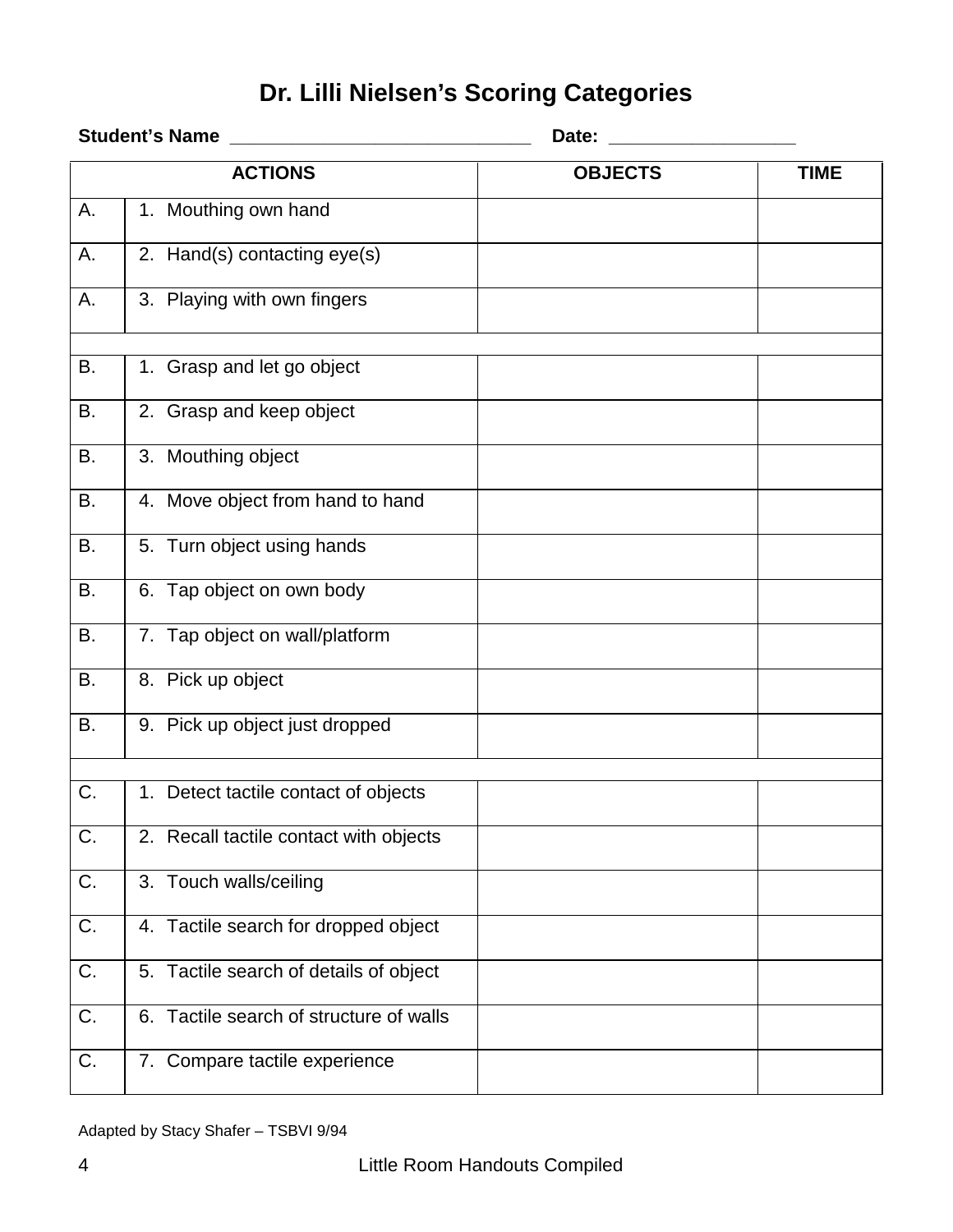# Dr. Lilli Nielsen's Scoring Categories

**Student's Name** _____________________________ **Date:** __________________

| ACTIONS | | OBJECTS | TIME |
|---|---|---|---|
| A. | 1. Mouthing own hand | | |
| A. | 2. Hand(s) contacting eye(s) | | |
| A. | 3. Playing with own fingers | | |
| | | | |
| B. | 1. Grasp and let go object | | |
| B. | 2. Grasp and keep object | | |
| B. | 3. Mouthing object | | |
| B. | 4. Move object from hand to hand | | |
| B. | 5. Turn object using hands | | |
| B. | 6. Tap object on own body | | |
| B. | 7. Tap object on wall/platform | | |
| B. | 8. Pick up object | | |
| B. | 9. Pick up object just dropped | | |
| | | | |
| C. | 1. Detect tactile contact of objects | | |
| C. | 2. Recall tactile contact with objects | | |
| C. | 3. Touch walls/ceiling | | |
| C. | 4. Tactile search for dropped object | | |
| C. | 5. Tactile search of details of object | | |
| C. | 6. Tactile search of structure of walls | | |
| C. | 7. Compare tactile experience | | |

Adapted by Stacy Shafer – TSBVI 9/94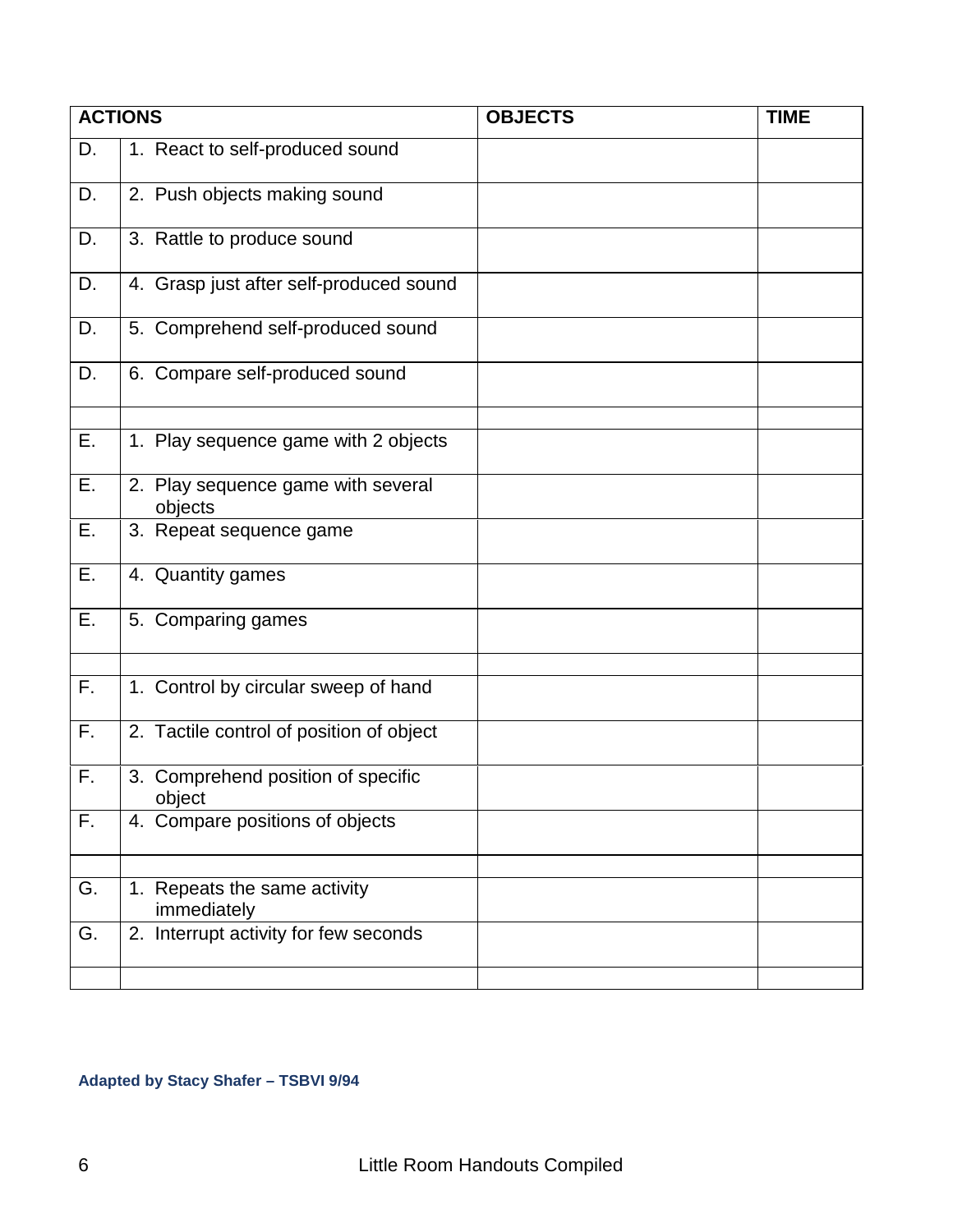| ACTIONS | | OBJECTS | TIME |
|---|---|---|---|
| D. | 1. React to self-produced sound | | |
| D. | 2. Push objects making sound | | |
| D. | 3. Rattle to produce sound | | |
| D. | 4. Grasp just after self-produced sound | | |
| D. | 5. Comprehend self-produced sound | | |
| D. | 6. Compare self-produced sound | | |
| | | | |
| E. | 1. Play sequence game with 2 objects | | |
| E. | 2. Play sequence game with several objects | | |
| E. | 3. Repeat sequence game | | |
| E. | 4. Quantity games | | |
| E. | 5. Comparing games | | |
| | | | |
| F. | 1. Control by circular sweep of hand | | |
| F. | 2. Tactile control of position of object | | |
| F. | 3. Comprehend position of specific object | | |
| F. | 4. Compare positions of objects | | |
| | | | |
| G. | 1. Repeats the same activity immediately | | |
| G. | 2. Interrupt activity for few seconds | | |
| | | | |

**Adapted by Stacy Shafer – TSBVI 9/94**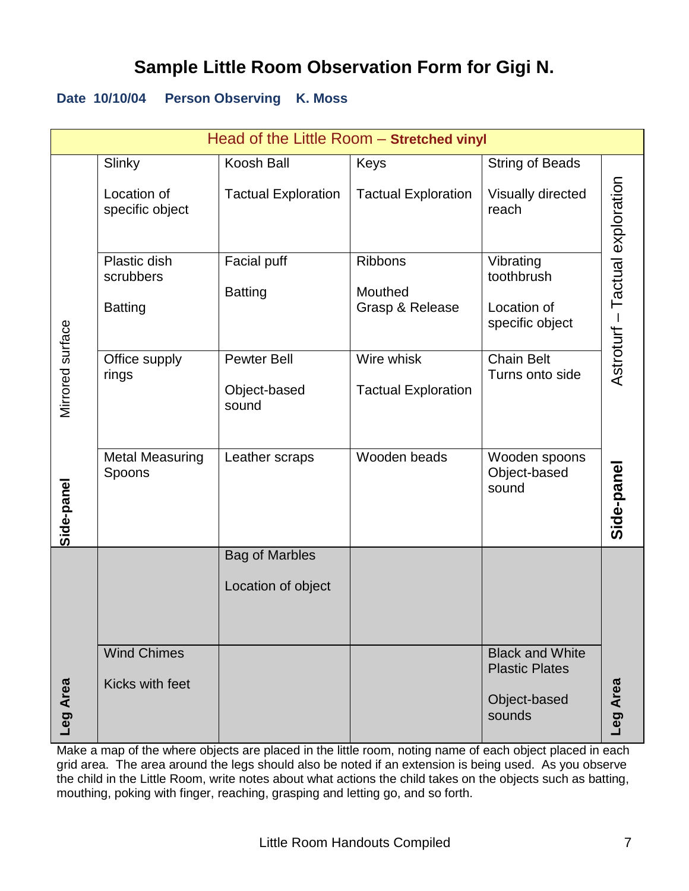# Sample Little Room Observation Form for Gigi N.

**Date 10/10/04 Person Observing K. Moss**

| Head of the Little Room – **Stretched vinyl** | | | | | |
|---|---|---|---|---|---|
| Mirrored surface | Slinky<br><br>Location of specific object | Koosh Ball<br><br>Tactual Exploration | Keys<br><br>Tactual Exploration | String of Beads<br><br>Visually directed reach | Astroturf – Tactual exploration |
| | Plastic dish scrubbers<br><br>Batting | Facial puff<br><br>Batting | Ribbons<br><br>Mouthed<br>Grasp & Release | Vibrating toothbrush<br><br>Location of specific object | |
| | Office supply rings | Pewter Bell<br><br>Object-based sound | Wire whisk<br><br>Tactual Exploration | Chain Belt<br>Turns onto side | |
| **Side-panel** | Metal Measuring Spoons | Leather scraps | Wooden beads | Wooden spoons<br>Object-based sound | **Side-panel** |
| | | Bag of Marbles<br><br>Location of object | | | |
| **Leg Area** | Wind Chimes<br><br>Kicks with feet | | | Black and White Plastic Plates<br><br>Object-based sounds | **Leg Area** |

Make a map of the where objects are placed in the little room, noting name of each object placed in each grid area. The area around the legs should also be noted if an extension is being used. As you observe the child in the Little Room, write notes about what actions the child takes on the objects such as batting, mouthing, poking with finger, reaching, grasping and letting go, and so forth.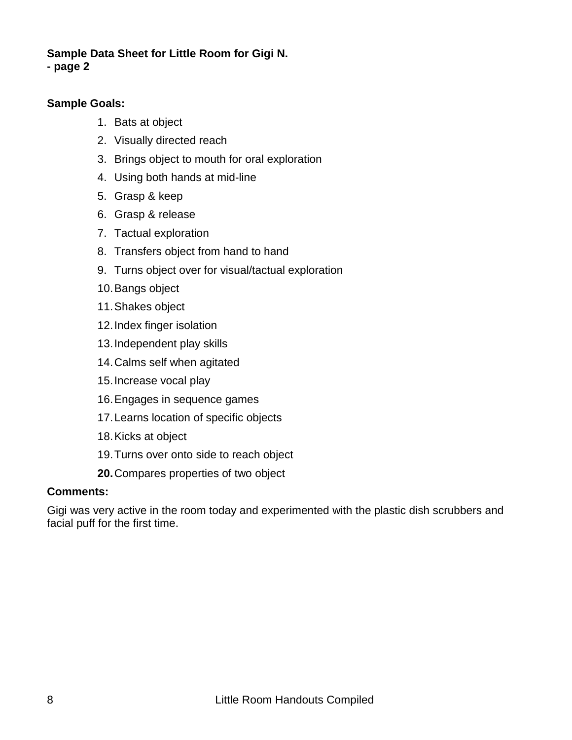**Sample Data Sheet for Little Room for Gigi N.**
**- page 2**

**Sample Goals:**

1. Bats at object
2. Visually directed reach
3. Brings object to mouth for oral exploration
4. Using both hands at mid-line
5. Grasp & keep
6. Grasp & release
7. Tactual exploration
8. Transfers object from hand to hand
9. Turns object over for visual/tactual exploration
10. Bangs object
11. Shakes object
12. Index finger isolation
13. Independent play skills
14. Calms self when agitated
15. Increase vocal play
16. Engages in sequence games
17. Learns location of specific objects
18. Kicks at object
19. Turns over onto side to reach object
20. Compares properties of two object

**Comments:**

Gigi was very active in the room today and experimented with the plastic dish scrubbers and facial puff for the first time.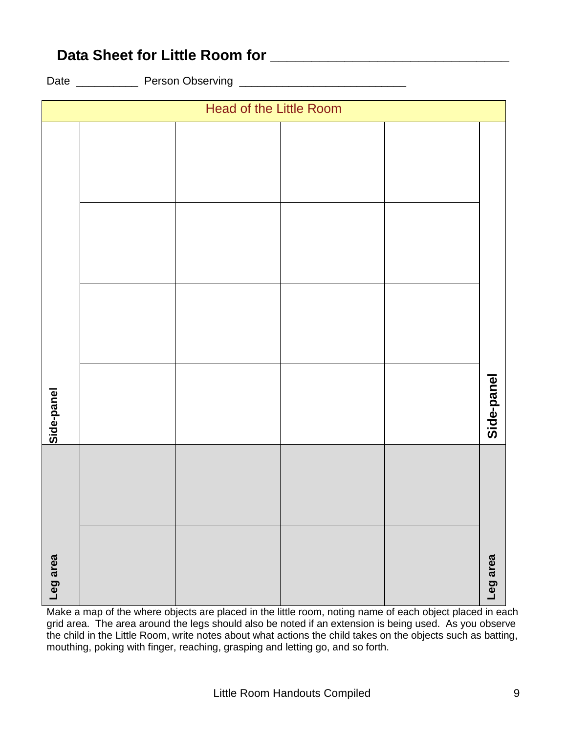## Data Sheet for Little Room for ______________________________

Date __________ Person Observing __________________________

| Head of the Little Room | | | | | |
|---|---|---|---|---|---|
| Side-panel | | | | | Side-panel |
| | | | | | |
| | | | | | |
| | | | | | |
| Leg area | | | | | Leg area |
| | | | | | |

Make a map of the where objects are placed in the little room, noting name of each object placed in each grid area. The area around the legs should also be noted if an extension is being used. As you observe the child in the Little Room, write notes about what actions the child takes on the objects such as batting, mouthing, poking with finger, reaching, grasping and letting go, and so forth.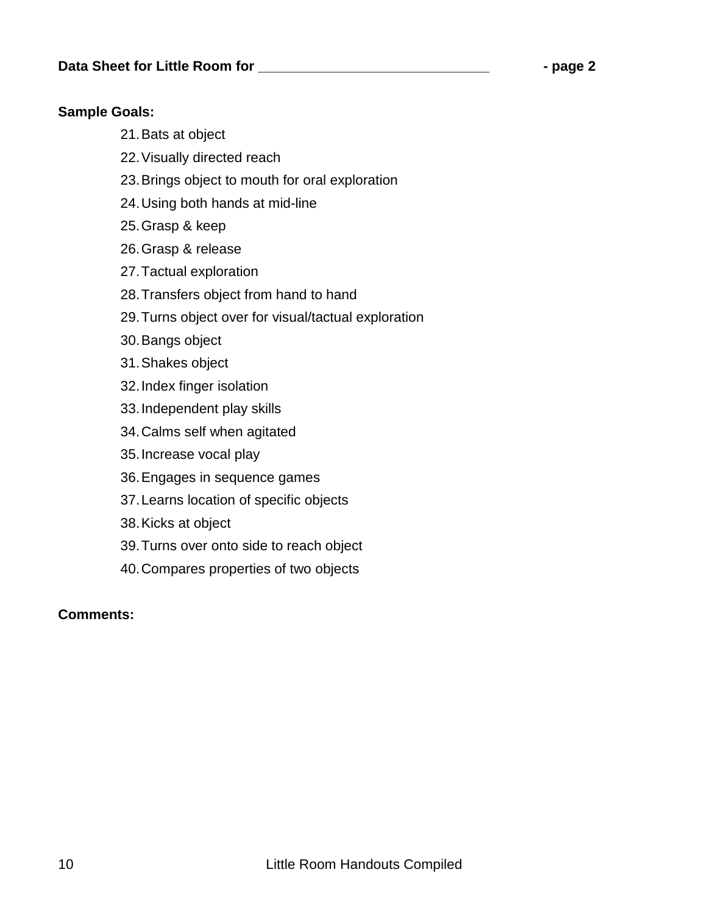**Data Sheet for Little Room for ______________________________ - page 2**

**Sample Goals:**

21. Bats at object
22. Visually directed reach
23. Brings object to mouth for oral exploration
24. Using both hands at mid-line
25. Grasp & keep
26. Grasp & release
27. Tactual exploration
28. Transfers object from hand to hand
29. Turns object over for visual/tactual exploration
30. Bangs object
31. Shakes object
32. Index finger isolation
33. Independent play skills
34. Calms self when agitated
35. Increase vocal play
36. Engages in sequence games
37. Learns location of specific objects
38. Kicks at object
39. Turns over onto side to reach object
40. Compares properties of two objects

**Comments:**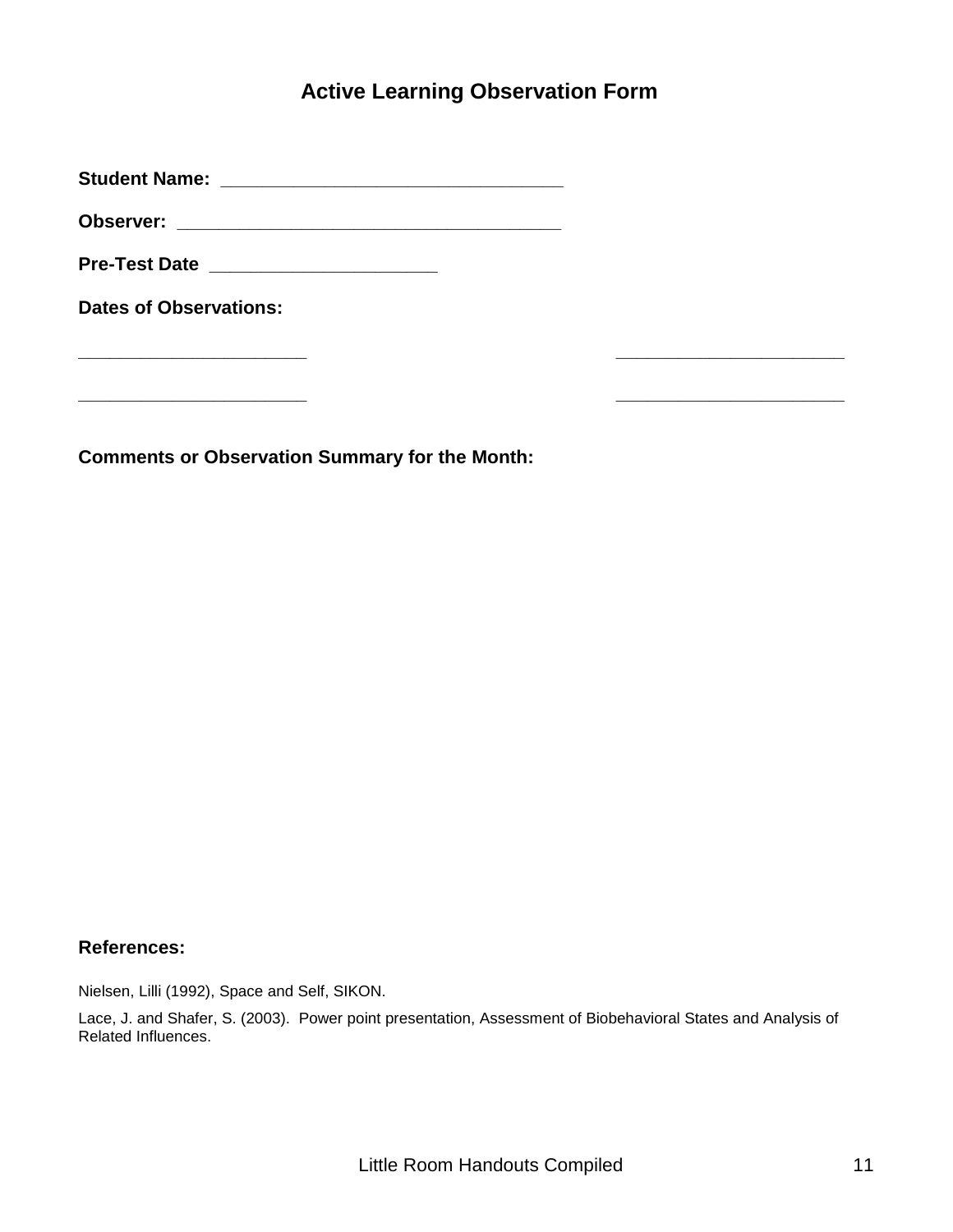# Active Learning Observation Form

**Student Name:** ________________________________

**Observer:** ____________________________________

**Pre-Test Date** ______________________

**Dates of Observations:**

______________________ ______________________

______________________ ______________________

**Comments or Observation Summary for the Month:**

**References:**

Nielsen, Lilli (1992), Space and Self, SIKON.

Lace, J. and Shafer, S. (2003). Power point presentation, Assessment of Biobehavioral States and Analysis of Related Influences.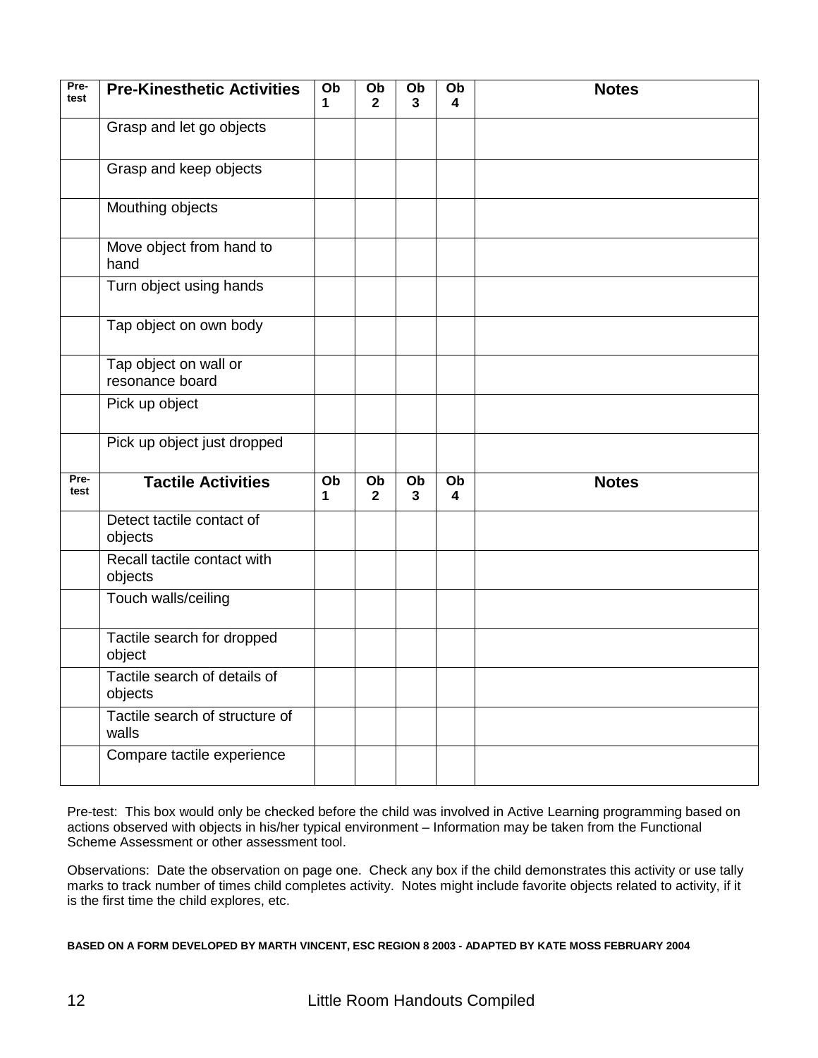| Pre-test | Pre-Kinesthetic Activities | Ob 1 | Ob 2 | Ob 3 | Ob 4 | Notes |
|---|---|---|---|---|---|---|
| | Grasp and let go objects | | | | | |
| | Grasp and keep objects | | | | | |
| | Mouthing objects | | | | | |
| | Move object from hand to hand | | | | | |
| | Turn object using hands | | | | | |
| | Tap object on own body | | | | | |
| | Tap object on wall or resonance board | | | | | |
| | Pick up object | | | | | |
| | Pick up object just dropped | | | | | |
| **Pre-test** | **Tactile Activities** | **Ob 1** | **Ob 2** | **Ob 3** | **Ob 4** | **Notes** |
| | Detect tactile contact of objects | | | | | |
| | Recall tactile contact with objects | | | | | |
| | Touch walls/ceiling | | | | | |
| | Tactile search for dropped object | | | | | |
| | Tactile search of details of objects | | | | | |
| | Tactile search of structure of walls | | | | | |
| | Compare tactile experience | | | | | |

Pre-test: This box would only be checked before the child was involved in Active Learning programming based on actions observed with objects in his/her typical environment – Information may be taken from the Functional Scheme Assessment or other assessment tool.

Observations: Date the observation on page one. Check any box if the child demonstrates this activity or use tally marks to track number of times child completes activity. Notes might include favorite objects related to activity, if it is the first time the child explores, etc.

**BASED ON A FORM DEVELOPED BY MARTH VINCENT, ESC REGION 8 2003 - ADAPTED BY KATE MOSS FEBRUARY 2004**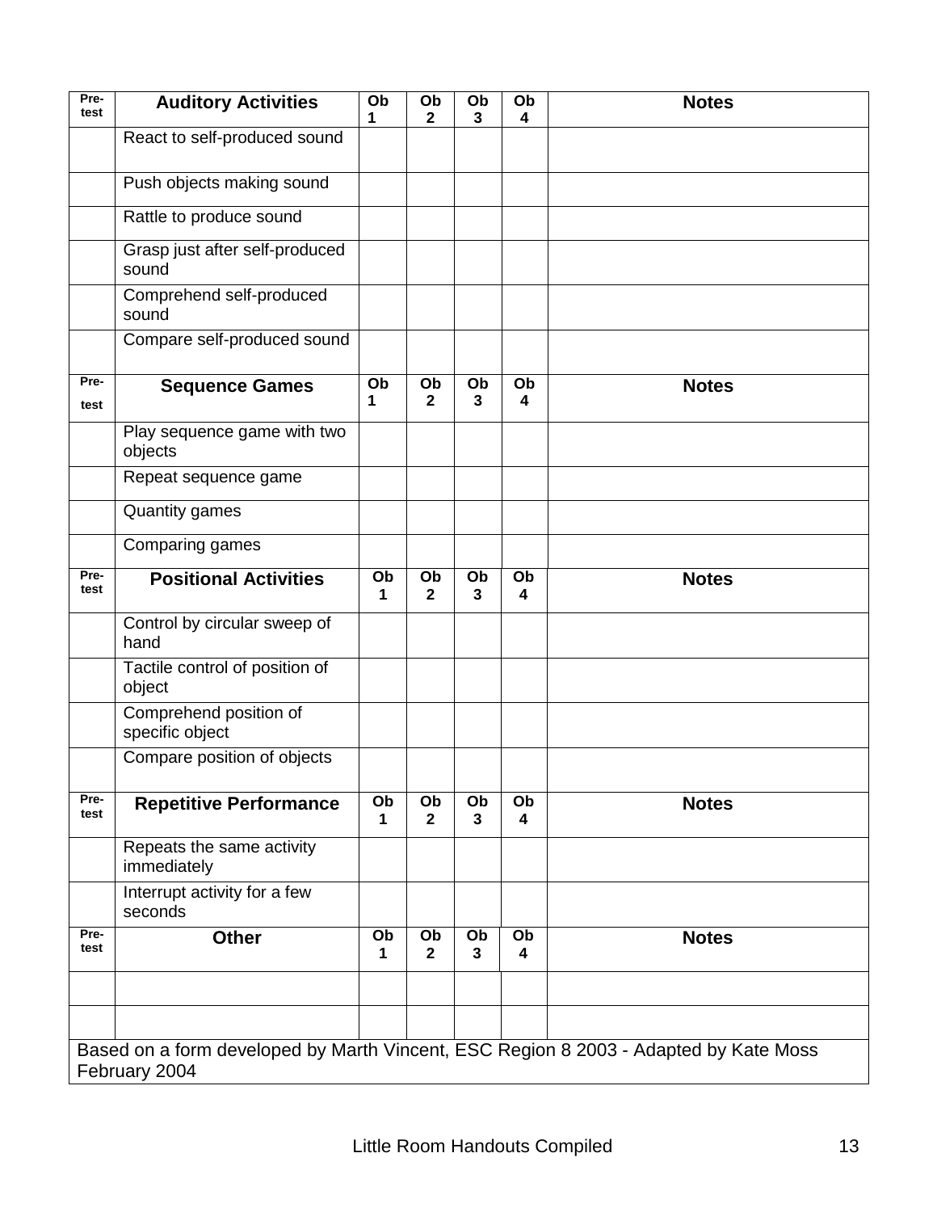| Pre-test | Auditory Activities | Ob 1 | Ob 2 | Ob 3 | Ob 4 | Notes |
|---|---|---|---|---|---|---|
| | React to self-produced sound | | | | | |
| | Push objects making sound | | | | | |
| | Rattle to produce sound | | | | | |
| | Grasp just after self-produced sound | | | | | |
| | Comprehend self-produced sound | | | | | |
| | Compare self-produced sound | | | | | |
| **Pre-test** | **Sequence Games** | **Ob 1** | **Ob 2** | **Ob 3** | **Ob 4** | **Notes** |
| | Play sequence game with two objects | | | | | |
| | Repeat sequence game | | | | | |
| | Quantity games | | | | | |
| | Comparing games | | | | | |
| **Pre-test** | **Positional Activities** | **Ob 1** | **Ob 2** | **Ob 3** | **Ob 4** | **Notes** |
| | Control by circular sweep of hand | | | | | |
| | Tactile control of position of object | | | | | |
| | Comprehend position of specific object | | | | | |
| | Compare position of objects | | | | | |
| **Pre-test** | **Repetitive Performance** | **Ob 1** | **Ob 2** | **Ob 3** | **Ob 4** | **Notes** |
| | Repeats the same activity immediately | | | | | |
| | Interrupt activity for a few seconds | | | | | |
| **Pre-test** | **Other** | **Ob 1** | **Ob 2** | **Ob 3** | **Ob 4** | **Notes** |
| | | | | | | |
| | | | | | | |

Based on a form developed by Marth Vincent, ESC Region 8 2003 - Adapted by Kate Moss February 2004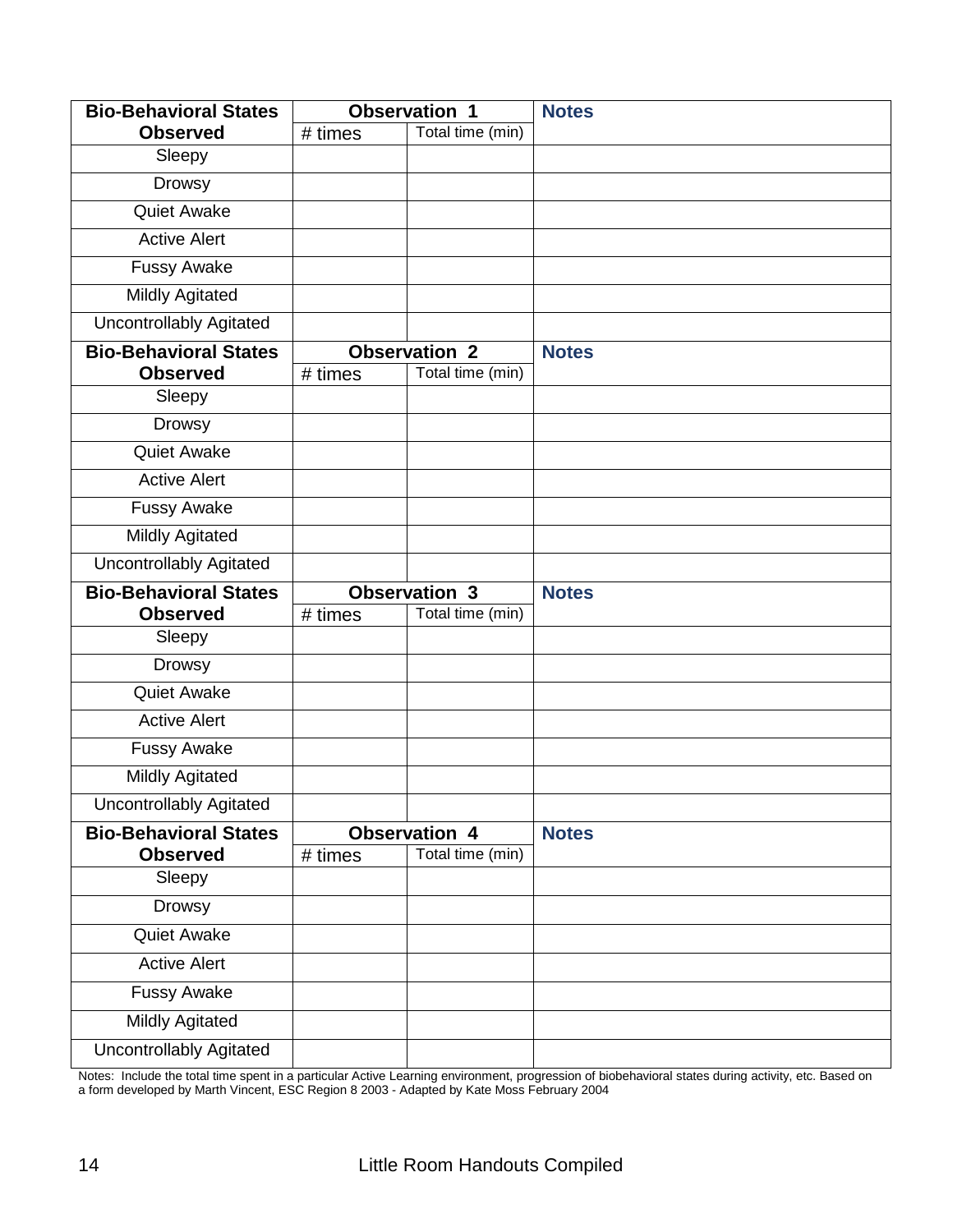| Bio-Behavioral States Observed | Observation 1 | | Notes |
|---|---|---|---|
| | # times | Total time (min) | |
| Sleepy | | | |
| Drowsy | | | |
| Quiet Awake | | | |
| Active Alert | | | |
| Fussy Awake | | | |
| Mildly Agitated | | | |
| Uncontrollably Agitated | | | |

| Bio-Behavioral States Observed | Observation 2 | | Notes |
|---|---|---|---|
| | # times | Total time (min) | |
| Sleepy | | | |
| Drowsy | | | |
| Quiet Awake | | | |
| Active Alert | | | |
| Fussy Awake | | | |
| Mildly Agitated | | | |
| Uncontrollably Agitated | | | |

| Bio-Behavioral States Observed | Observation 3 | | Notes |
|---|---|---|---|
| | # times | Total time (min) | |
| Sleepy | | | |
| Drowsy | | | |
| Quiet Awake | | | |
| Active Alert | | | |
| Fussy Awake | | | |
| Mildly Agitated | | | |
| Uncontrollably Agitated | | | |

| Bio-Behavioral States Observed | Observation 4 | | Notes |
|---|---|---|---|
| | # times | Total time (min) | |
| Sleepy | | | |
| Drowsy | | | |
| Quiet Awake | | | |
| Active Alert | | | |
| Fussy Awake | | | |
| Mildly Agitated | | | |
| Uncontrollably Agitated | | | |

Notes: Include the total time spent in a particular Active Learning environment, progression of biobehavioral states during activity, etc. Based on a form developed by Marth Vincent, ESC Region 8 2003 - Adapted by Kate Moss February 2004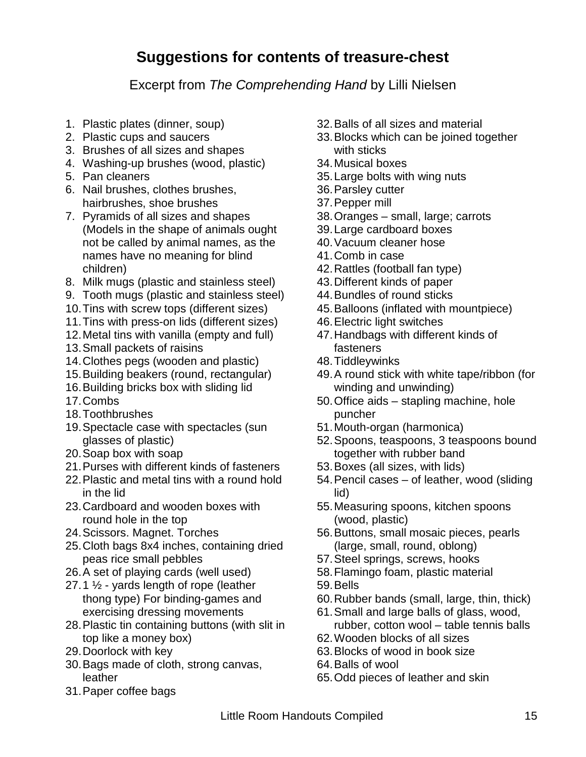# Suggestions for contents of treasure-chest

Excerpt from *The Comprehending Hand* by Lilli Nielsen

1. Plastic plates (dinner, soup)
2. Plastic cups and saucers
3. Brushes of all sizes and shapes
4. Washing-up brushes (wood, plastic)
5. Pan cleaners
6. Nail brushes, clothes brushes, hairbrushes, shoe brushes
7. Pyramids of all sizes and shapes (Models in the shape of animals ought not be called by animal names, as the names have no meaning for blind children)
8. Milk mugs (plastic and stainless steel)
9. Tooth mugs (plastic and stainless steel)
10. Tins with screw tops (different sizes)
11. Tins with press-on lids (different sizes)
12. Metal tins with vanilla (empty and full)
13. Small packets of raisins
14. Clothes pegs (wooden and plastic)
15. Building beakers (round, rectangular)
16. Building bricks box with sliding lid
17. Combs
18. Toothbrushes
19. Spectacle case with spectacles (sun glasses of plastic)
20. Soap box with soap
21. Purses with different kinds of fasteners
22. Plastic and metal tins with a round hold in the lid
23. Cardboard and wooden boxes with round hole in the top
24. Scissors. Magnet. Torches
25. Cloth bags 8x4 inches, containing dried peas rice small pebbles
26. A set of playing cards (well used)
27. 1 ½ - yards length of rope (leather thong type) For binding-games and exercising dressing movements
28. Plastic tin containing buttons (with slit in top like a money box)
29. Doorlock with key
30. Bags made of cloth, strong canvas, leather
31. Paper coffee bags
32. Balls of all sizes and material
33. Blocks which can be joined together with sticks
34. Musical boxes
35. Large bolts with wing nuts
36. Parsley cutter
37. Pepper mill
38. Oranges – small, large; carrots
39. Large cardboard boxes
40. Vacuum cleaner hose
41. Comb in case
42. Rattles (football fan type)
43. Different kinds of paper
44. Bundles of round sticks
45. Balloons (inflated with mountpiece)
46. Electric light switches
47. Handbags with different kinds of fasteners
48. Tiddleywinks
49. A round stick with white tape/ribbon (for winding and unwinding)
50. Office aids – stapling machine, hole puncher
51. Mouth-organ (harmonica)
52. Spoons, teaspoons, 3 teaspoons bound together with rubber band
53. Boxes (all sizes, with lids)
54. Pencil cases – of leather, wood (sliding lid)
55. Measuring spoons, kitchen spoons (wood, plastic)
56. Buttons, small mosaic pieces, pearls (large, small, round, oblong)
57. Steel springs, screws, hooks
58. Flamingo foam, plastic material
59. Bells
60. Rubber bands (small, large, thin, thick)
61. Small and large balls of glass, wood, rubber, cotton wool – table tennis balls
62. Wooden blocks of all sizes
63. Blocks of wood in book size
64. Balls of wool
65. Odd pieces of leather and skin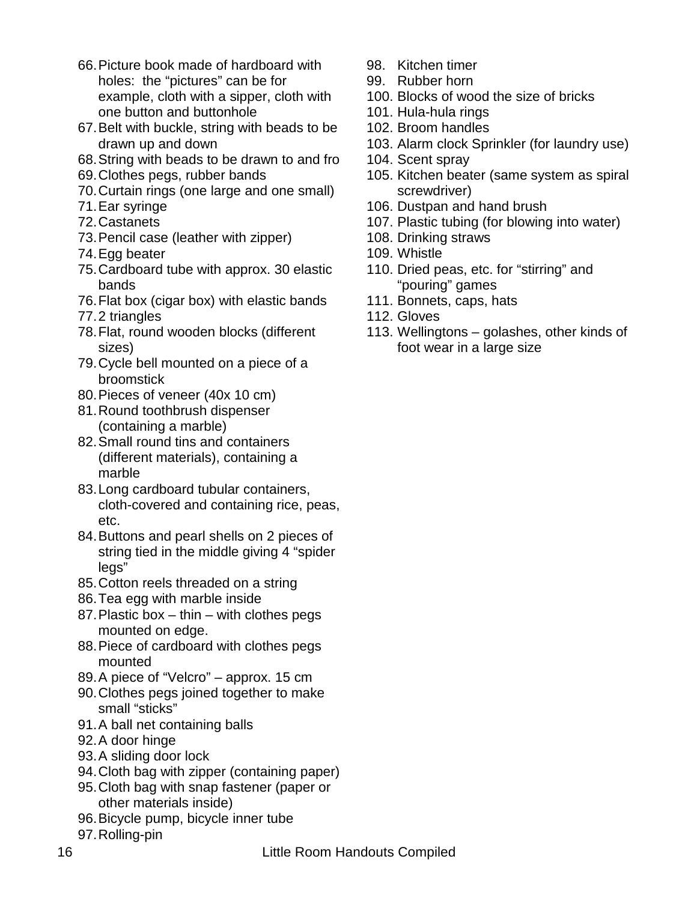66. Picture book made of hardboard with holes: the "pictures" can be for example, cloth with a sipper, cloth with one button and buttonhole
67. Belt with buckle, string with beads to be drawn up and down
68. String with beads to be drawn to and fro
69. Clothes pegs, rubber bands
70. Curtain rings (one large and one small)
71. Ear syringe
72. Castanets
73. Pencil case (leather with zipper)
74. Egg beater
75. Cardboard tube with approx. 30 elastic bands
76. Flat box (cigar box) with elastic bands
77. 2 triangles
78. Flat, round wooden blocks (different sizes)
79. Cycle bell mounted on a piece of a broomstick
80. Pieces of veneer (40x 10 cm)
81. Round toothbrush dispenser (containing a marble)
82. Small round tins and containers (different materials), containing a marble
83. Long cardboard tubular containers, cloth-covered and containing rice, peas, etc.
84. Buttons and pearl shells on 2 pieces of string tied in the middle giving 4 "spider legs"
85. Cotton reels threaded on a string
86. Tea egg with marble inside
87. Plastic box – thin – with clothes pegs mounted on edge.
88. Piece of cardboard with clothes pegs mounted
89. A piece of "Velcro" – approx. 15 cm
90. Clothes pegs joined together to make small "sticks"
91. A ball net containing balls
92. A door hinge
93. A sliding door lock
94. Cloth bag with zipper (containing paper)
95. Cloth bag with snap fastener (paper or other materials inside)
96. Bicycle pump, bicycle inner tube
97. Rolling-pin
98. Kitchen timer
99. Rubber horn
100. Blocks of wood the size of bricks
101. Hula-hula rings
102. Broom handles
103. Alarm clock Sprinkler (for laundry use)
104. Scent spray
105. Kitchen beater (same system as spiral screwdriver)
106. Dustpan and hand brush
107. Plastic tubing (for blowing into water)
108. Drinking straws
109. Whistle
110. Dried peas, etc. for "stirring" and "pouring" games
111. Bonnets, caps, hats
112. Gloves
113. Wellingtons – golashes, other kinds of foot wear in a large size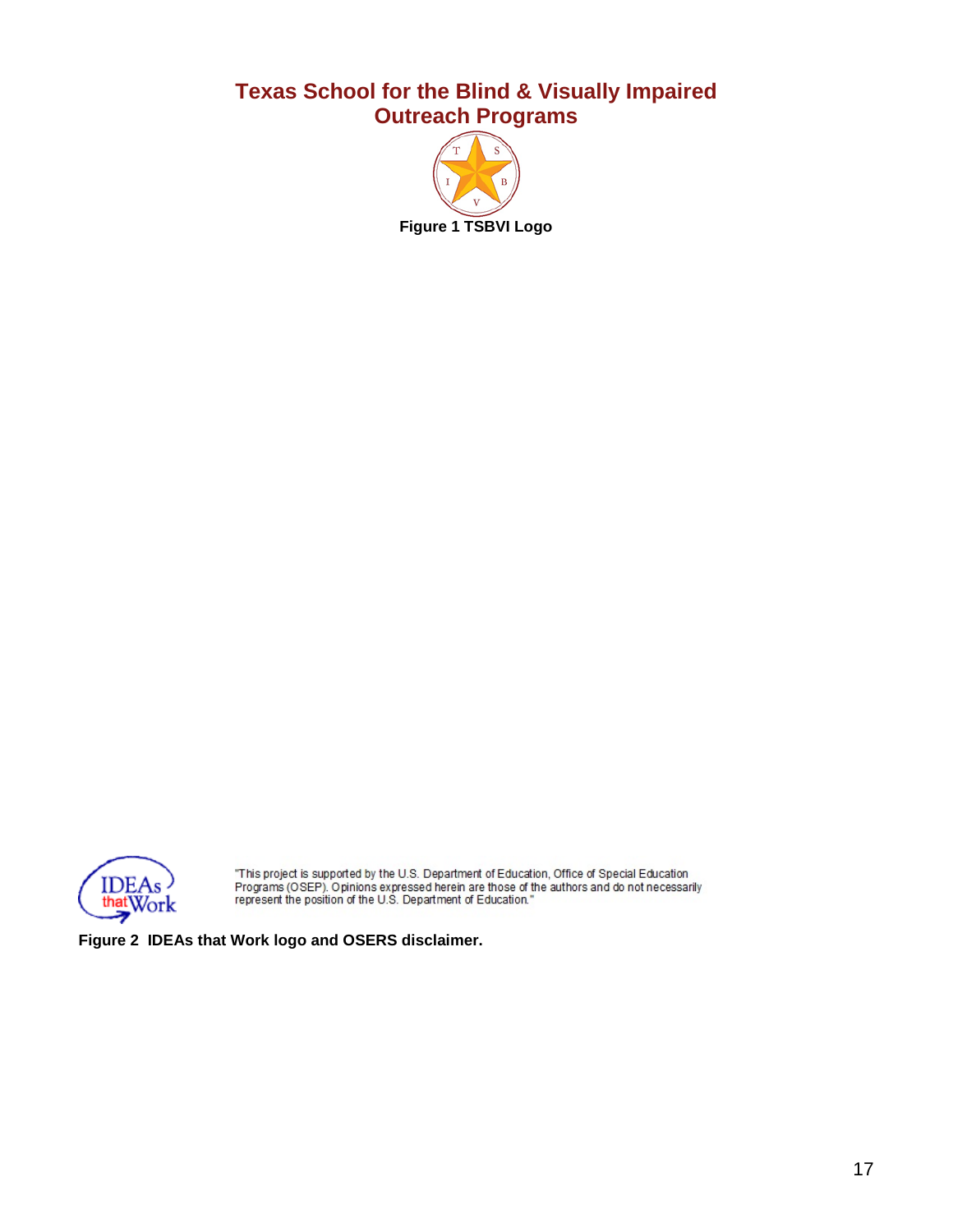# Texas School for the Blind & Visually Impaired
# Outreach Programs

**Figure 1 TSBVI Logo**

"This project is supported by the U.S. Department of Education, Office of Special Education Programs (OSEP). Opinions expressed herein are those of the authors and do not necessarily represent the position of the U.S. Department of Education."

**Figure 2 IDEAs that Work logo and OSERS disclaimer.**